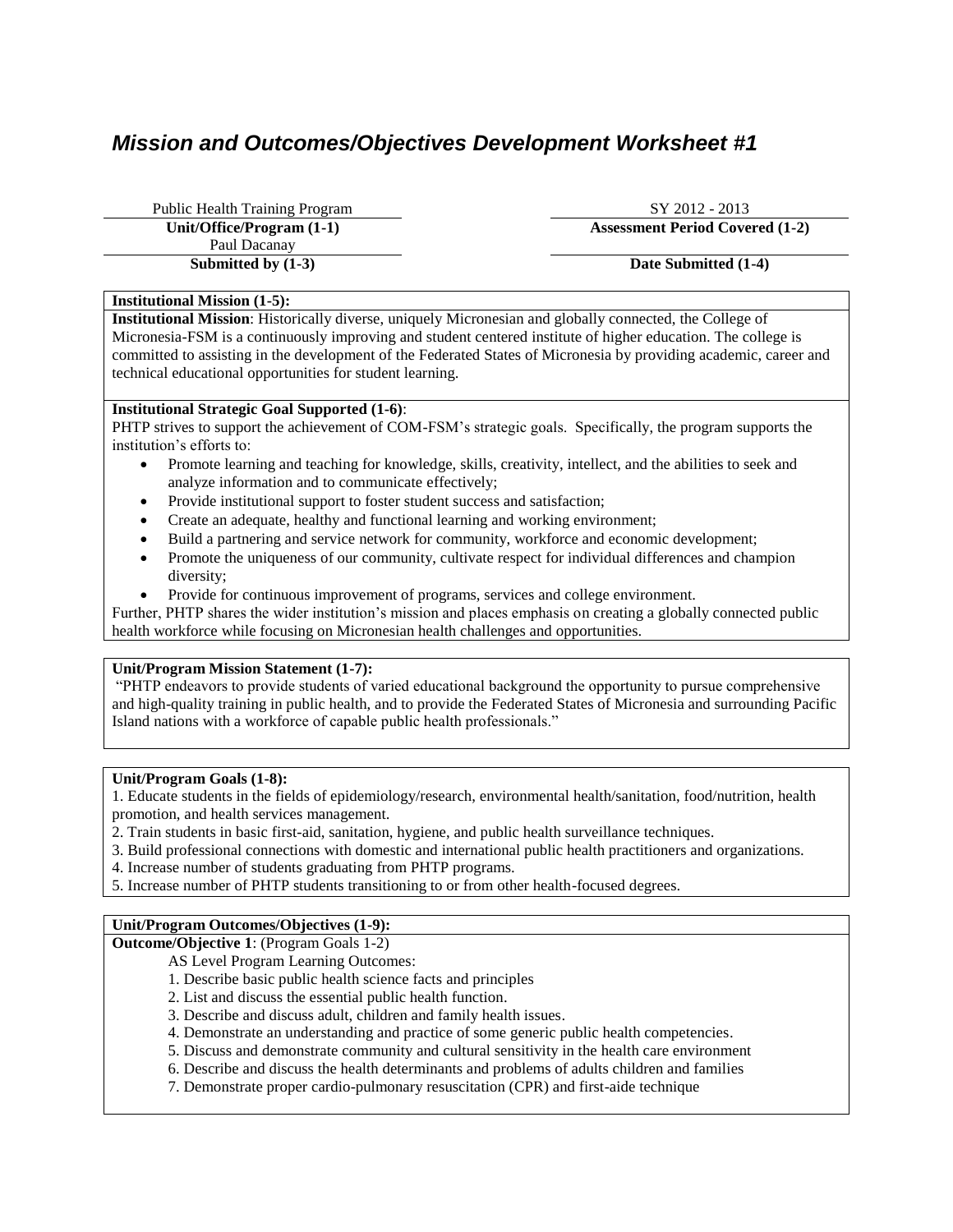# *Mission and Outcomes/Objectives Development Worksheet #1*

| Public Health Training Program | SY 2012 - 2013 |
|---|---|
| **Unit/Office/Program (1-1)** | **Assessment Period Covered (1-2)** |
| Paul Dacanay | |
| **Submitted by (1-3)** | **Date Submitted (1-4)** |

**Institutional Mission (1-5):**

**Institutional Mission**: Historically diverse, uniquely Micronesian and globally connected, the College of Micronesia-FSM is a continuously improving and student centered institute of higher education. The college is committed to assisting in the development of the Federated States of Micronesia by providing academic, career and technical educational opportunities for student learning.

**Institutional Strategic Goal Supported (1-6)**:

PHTP strives to support the achievement of COM-FSM's strategic goals. Specifically, the program supports the institution's efforts to:

- Promote learning and teaching for knowledge, skills, creativity, intellect, and the abilities to seek and analyze information and to communicate effectively;
- Provide institutional support to foster student success and satisfaction;
- Create an adequate, healthy and functional learning and working environment;
- Build a partnering and service network for community, workforce and economic development;
- Promote the uniqueness of our community, cultivate respect for individual differences and champion diversity;
- Provide for continuous improvement of programs, services and college environment.

Further, PHTP shares the wider institution's mission and places emphasis on creating a globally connected public health workforce while focusing on Micronesian health challenges and opportunities.

**Unit/Program Mission Statement (1-7):**

"PHTP endeavors to provide students of varied educational background the opportunity to pursue comprehensive and high-quality training in public health, and to provide the Federated States of Micronesia and surrounding Pacific Island nations with a workforce of capable public health professionals."

**Unit/Program Goals (1-8):**

1. Educate students in the fields of epidemiology/research, environmental health/sanitation, food/nutrition, health promotion, and health services management.
2. Train students in basic first-aid, sanitation, hygiene, and public health surveillance techniques.
3. Build professional connections with domestic and international public health practitioners and organizations.
4. Increase number of students graduating from PHTP programs.
5. Increase number of PHTP students transitioning to or from other health-focused degrees.

**Unit/Program Outcomes/Objectives (1-9):**

**Outcome/Objective 1**: (Program Goals 1-2)

AS Level Program Learning Outcomes:

1. Describe basic public health science facts and principles
2. List and discuss the essential public health function.
3. Describe and discuss adult, children and family health issues.
4. Demonstrate an understanding and practice of some generic public health competencies.
5. Discuss and demonstrate community and cultural sensitivity in the health care environment
6. Describe and discuss the health determinants and problems of adults children and families
7. Demonstrate proper cardio-pulmonary resuscitation (CPR) and first-aide technique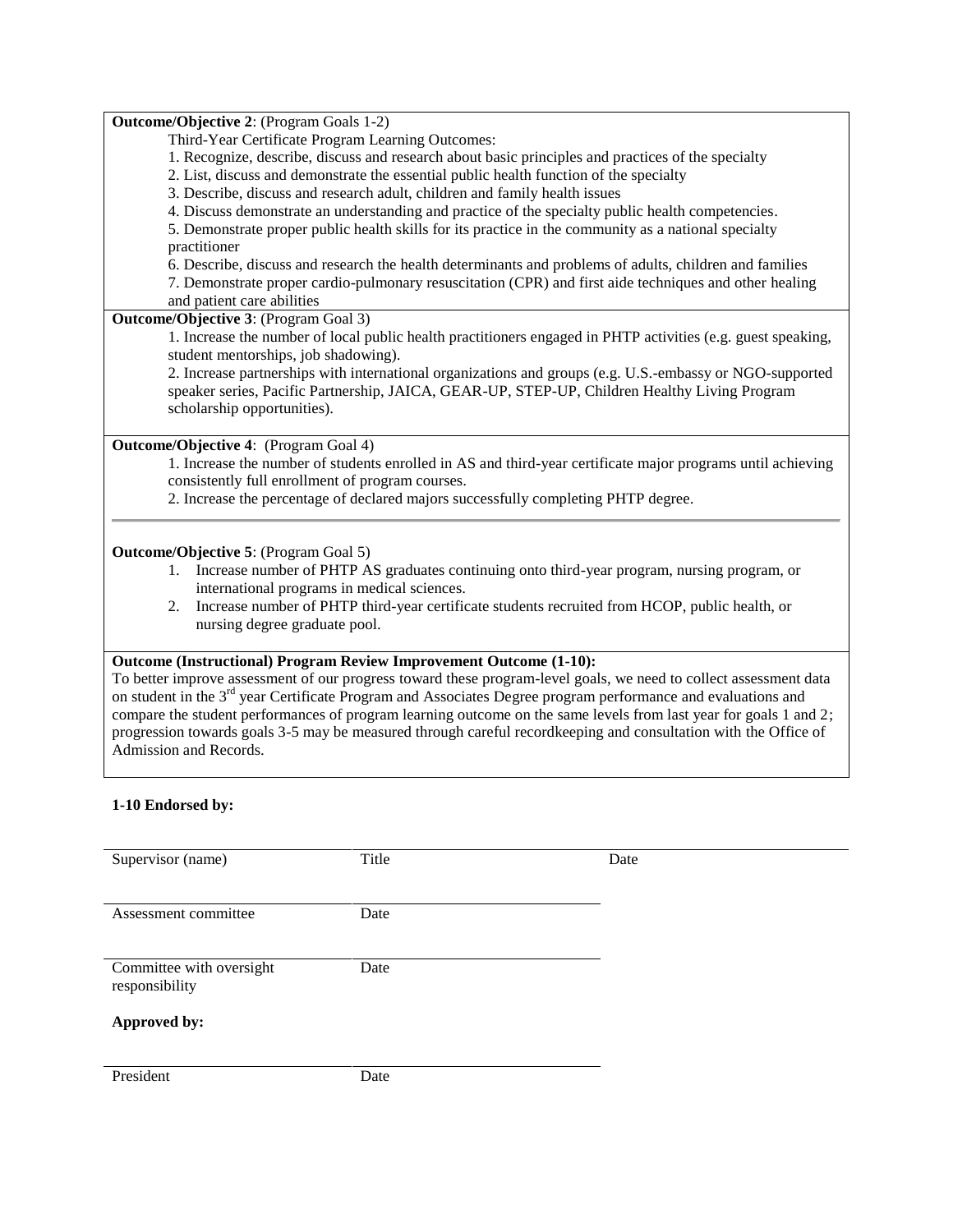**Outcome/Objective 2**: (Program Goals 1-2)

Third-Year Certificate Program Learning Outcomes:

1. Recognize, describe, discuss and research about basic principles and practices of the specialty
2. List, discuss and demonstrate the essential public health function of the specialty
3. Describe, discuss and research adult, children and family health issues
4. Discuss demonstrate an understanding and practice of the specialty public health competencies.
5. Demonstrate proper public health skills for its practice in the community as a national specialty practitioner
6. Describe, discuss and research the health determinants and problems of adults, children and families
7. Demonstrate proper cardio-pulmonary resuscitation (CPR) and first aide techniques and other healing and patient care abilities

**Outcome/Objective 3**: (Program Goal 3)

1. Increase the number of local public health practitioners engaged in PHTP activities (e.g. guest speaking, student mentorships, job shadowing).
2. Increase partnerships with international organizations and groups (e.g. U.S.-embassy or NGO-supported speaker series, Pacific Partnership, JAICA, GEAR-UP, STEP-UP, Children Healthy Living Program scholarship opportunities).

**Outcome/Objective 4**: (Program Goal 4)

1. Increase the number of students enrolled in AS and third-year certificate major programs until achieving consistently full enrollment of program courses.
2. Increase the percentage of declared majors successfully completing PHTP degree.

---

**Outcome/Objective 5**: (Program Goal 5)

1. Increase number of PHTP AS graduates continuing onto third-year program, nursing program, or international programs in medical sciences.
2. Increase number of PHTP third-year certificate students recruited from HCOP, public health, or nursing degree graduate pool.

**Outcome (Instructional) Program Review Improvement Outcome (1-10):**

To better improve assessment of our progress toward these program-level goals, we need to collect assessment data on student in the 3rd year Certificate Program and Associates Degree program performance and evaluations and compare the student performances of program learning outcome on the same levels from last year for goals 1 and 2; progression towards goals 3-5 may be measured through careful recordkeeping and consultation with the Office of Admission and Records.

**1-10 Endorsed by:**

Supervisor (name) &nbsp;&nbsp;&nbsp;&nbsp; Title &nbsp;&nbsp;&nbsp;&nbsp; Date

Assessment committee &nbsp;&nbsp;&nbsp;&nbsp; Date

Committee with oversight responsibility &nbsp;&nbsp;&nbsp;&nbsp; Date

**Approved by:**

President &nbsp;&nbsp;&nbsp;&nbsp; Date